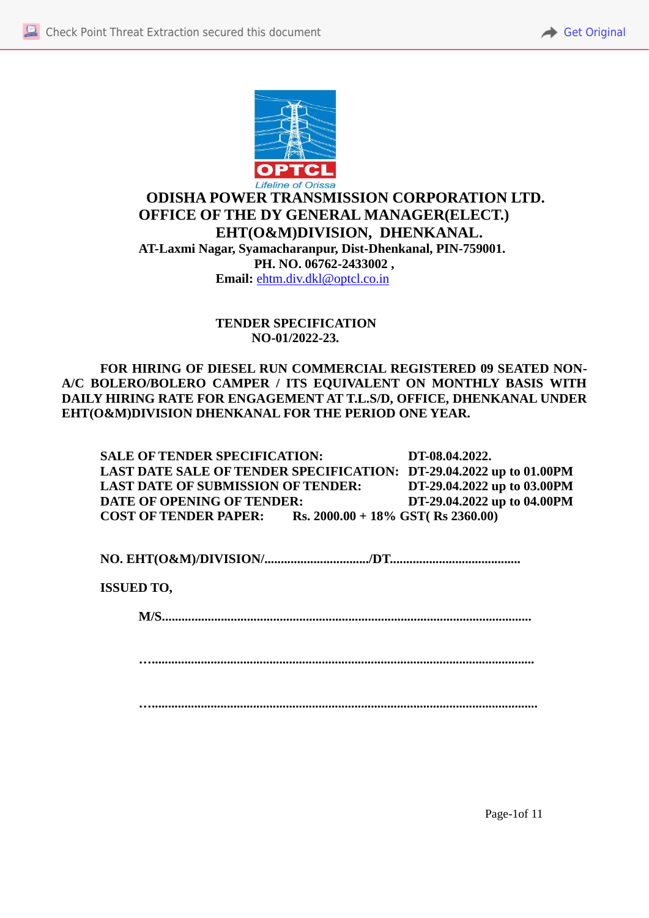OPTCL

*Lifeline of Orissa*

# ODISHA POWER TRANSMISSION CORPORATION LTD.

## OFFICE OF THE DY GENERAL MANAGER(ELECT.)

## EHT(O&M)DIVISION, DHENKANAL.

**AT-Laxmi Nagar, Syamacharanpur, Dist-Dhenkanal, PIN-759001.**

**PH. NO. 06762-2433002 ,**

**Email:** ehtm.div.dkl@optcl.co.in

**TENDER SPECIFICATION**
**NO-01/2022-23.**

**FOR HIRING OF DIESEL RUN COMMERCIAL REGISTERED 09 SEATED NON-A/C BOLERO/BOLERO CAMPER / ITS EQUIVALENT ON MONTHLY BASIS WITH DAILY HIRING RATE FOR ENGAGEMENT AT T.L.S/D, OFFICE, DHENKANAL UNDER EHT(O&M)DIVISION DHENKANAL FOR THE PERIOD ONE YEAR.**

| | |
|---|---|
| **SALE OF TENDER SPECIFICATION:** | **DT-08.04.2022.** |
| **LAST DATE SALE OF TENDER SPECIFICATION:** | **DT-29.04.2022 up to 01.00PM** |
| **LAST DATE OF SUBMISSION OF TENDER:** | **DT-29.04.2022 up to 03.00PM** |
| **DATE OF OPENING OF TENDER:** | **DT-29.04.2022 up to 04.00PM** |
| **COST OF TENDER PAPER:** | **Rs. 2000.00 + 18% GST( Rs 2360.00)** |

**NO. EHT(O&M)/DIVISION/................................/DT.......................................**

**ISSUED TO,**

**M/S...............................................................................................................**

**…..................................................................................................................**

**…...................................................................................................................**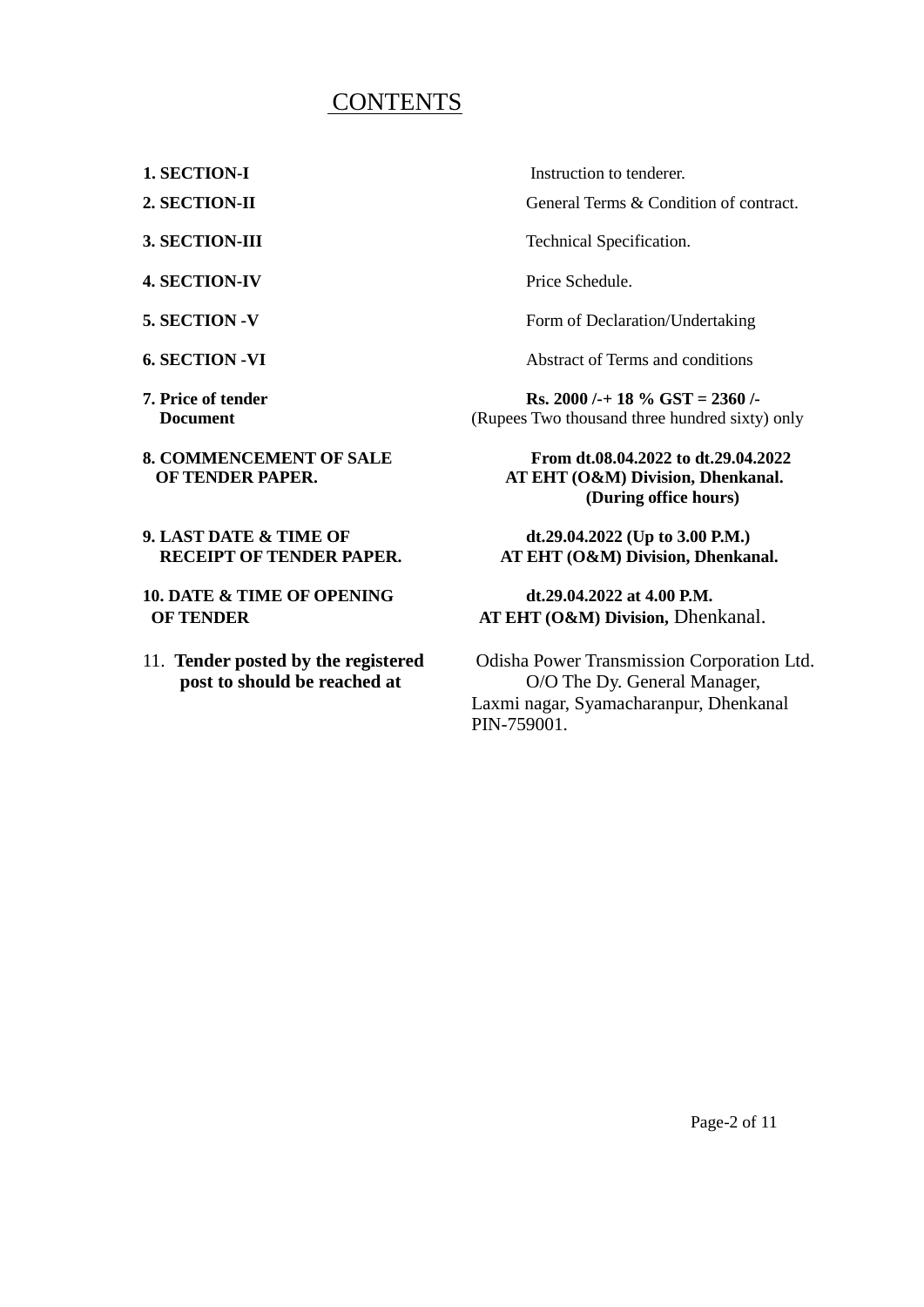# CONTENTS

| | |
|---|---|
| **1. SECTION-I** | Instruction to tenderer. |
| **2. SECTION-II** | General Terms & Condition of contract. |
| **3. SECTION-III** | Technical Specification. |
| **4. SECTION-IV** | Price Schedule. |
| **5. SECTION -V** | Form of Declaration/Undertaking |
| **6. SECTION -VI** | Abstract of Terms and conditions |
| **7. Price of tender Document** | **Rs. 2000 /-+ 18 % GST = 2360 /-** (Rupees Two thousand three hundred sixty) only |
| **8. COMMENCEMENT OF SALE OF TENDER PAPER.** | **From dt.08.04.2022 to dt.29.04.2022 AT EHT (O&M) Division, Dhenkanal. (During office hours)** |
| **9. LAST DATE & TIME OF RECEIPT OF TENDER PAPER.** | **dt.29.04.2022 (Up to 3.00 P.M.) AT EHT (O&M) Division, Dhenkanal.** |
| **10. DATE & TIME OF OPENING OF TENDER** | **dt.29.04.2022 at 4.00 P.M. AT EHT (O&M) Division,** Dhenkanal. |
| 11. **Tender posted by the registered post to should be reached at** | Odisha Power Transmission Corporation Ltd. O/O The Dy. General Manager, Laxmi nagar, Syamacharanpur, Dhenkanal PIN-759001. |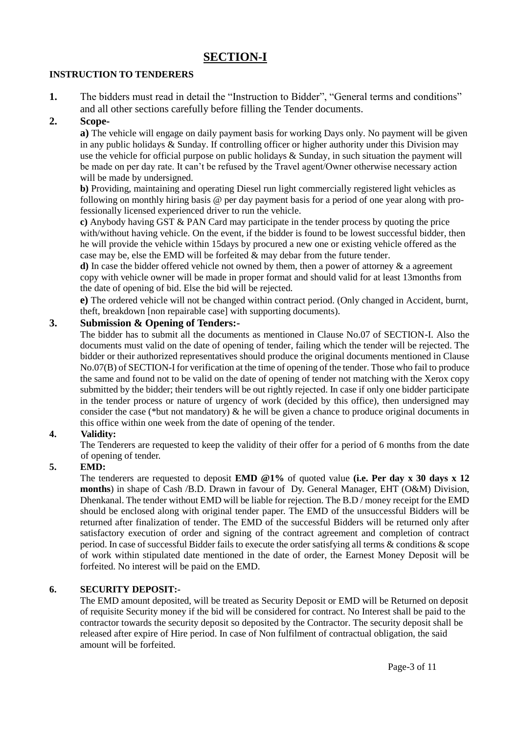# SECTION-I

**INSTRUCTION TO TENDERERS**

**1.** The bidders must read in detail the "Instruction to Bidder", "General terms and conditions" and all other sections carefully before filling the Tender documents.

**2. Scope-**

**a)** The vehicle will engage on daily payment basis for working Days only. No payment will be given in any public holidays & Sunday. If controlling officer or higher authority under this Division may use the vehicle for official purpose on public holidays & Sunday, in such situation the payment will be made on per day rate. It can't be refused by the Travel agent/Owner otherwise necessary action will be made by undersigned.

**b)** Providing, maintaining and operating Diesel run light commercially registered light vehicles as following on monthly hiring basis @ per day payment basis for a period of one year along with professionally licensed experienced driver to run the vehicle.

**c)** Anybody having GST & PAN Card may participate in the tender process by quoting the price with/without having vehicle. On the event, if the bidder is found to be lowest successful bidder, then he will provide the vehicle within 15days by procured a new one or existing vehicle offered as the case may be, else the EMD will be forfeited & may debar from the future tender.

**d)** In case the bidder offered vehicle not owned by them, then a power of attorney & a agreement copy with vehicle owner will be made in proper format and should valid for at least 13months from the date of opening of bid. Else the bid will be rejected.

**e)** The ordered vehicle will not be changed within contract period. (Only changed in Accident, burnt, theft, breakdown [non repairable case] with supporting documents).

**3. Submission & Opening of Tenders:-**

The bidder has to submit all the documents as mentioned in Clause No.07 of SECTION-I. Also the documents must valid on the date of opening of tender, failing which the tender will be rejected. The bidder or their authorized representatives should produce the original documents mentioned in Clause No.07(B) of SECTION-I for verification at the time of opening of the tender. Those who fail to produce the same and found not to be valid on the date of opening of tender not matching with the Xerox copy submitted by the bidder; their tenders will be out rightly rejected. In case if only one bidder participate in the tender process or nature of urgency of work (decided by this office), then undersigned may consider the case (*but not mandatory) & he will be given a chance to produce original documents in this office within one week from the date of opening of the tender.

**4. Validity:**

The Tenderers are requested to keep the validity of their offer for a period of 6 months from the date of opening of tender.

**5. EMD:**

The tenderers are requested to deposit **EMD @1%** of quoted value **(i.e. Per day x 30 days x 12 months**) in shape of Cash /B.D. Drawn in favour of Dy. General Manager, EHT (O&M) Division, Dhenkanal. The tender without EMD will be liable for rejection. The B.D / money receipt for the EMD should be enclosed along with original tender paper. The EMD of the unsuccessful Bidders will be returned after finalization of tender. The EMD of the successful Bidders will be returned only after satisfactory execution of order and signing of the contract agreement and completion of contract period. In case of successful Bidder fails to execute the order satisfying all terms & conditions & scope of work within stipulated date mentioned in the date of order, the Earnest Money Deposit will be forfeited. No interest will be paid on the EMD.

**6. SECURITY DEPOSIT:-**

The EMD amount deposited, will be treated as Security Deposit or EMD will be Returned on deposit of requisite Security money if the bid will be considered for contract. No Interest shall be paid to the contractor towards the security deposit so deposited by the Contractor. The security deposit shall be released after expire of Hire period. In case of Non fulfilment of contractual obligation, the said amount will be forfeited.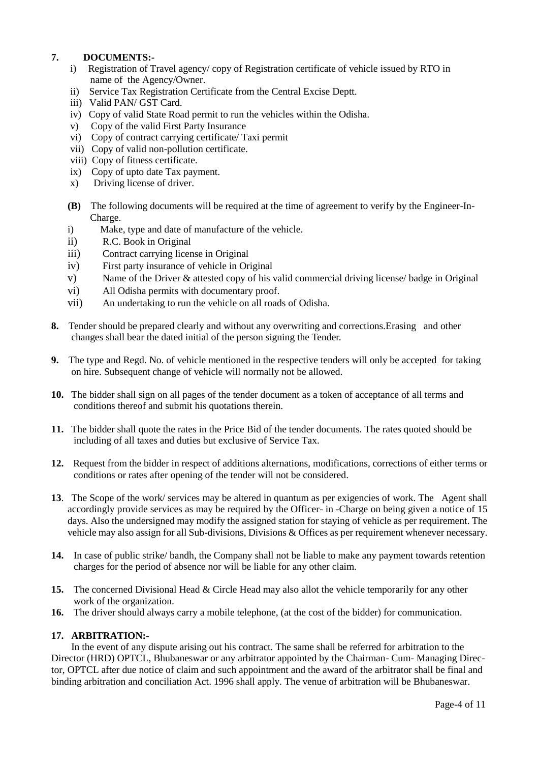**7. DOCUMENTS:-**

i) Registration of Travel agency/ copy of Registration certificate of vehicle issued by RTO in name of the Agency/Owner.

ii) Service Tax Registration Certificate from the Central Excise Deptt.

iii) Valid PAN/ GST Card.

iv) Copy of valid State Road permit to run the vehicles within the Odisha.

v) Copy of the valid First Party Insurance

vi) Copy of contract carrying certificate/ Taxi permit

vii) Copy of valid non-pollution certificate.

viii) Copy of fitness certificate.

ix) Copy of upto date Tax payment.

x) Driving license of driver.

**(B)** The following documents will be required at the time of agreement to verify by the Engineer-In-Charge.

i) Make, type and date of manufacture of the vehicle.

ii) R.C. Book in Original

iii) Contract carrying license in Original

iv) First party insurance of vehicle in Original

v) Name of the Driver & attested copy of his valid commercial driving license/ badge in Original

vi) All Odisha permits with documentary proof.

vii) An undertaking to run the vehicle on all roads of Odisha.

**8.** Tender should be prepared clearly and without any overwriting and corrections.Erasing and other changes shall bear the dated initial of the person signing the Tender.

**9.** The type and Regd. No. of vehicle mentioned in the respective tenders will only be accepted for taking on hire. Subsequent change of vehicle will normally not be allowed.

**10.** The bidder shall sign on all pages of the tender document as a token of acceptance of all terms and conditions thereof and submit his quotations therein.

**11.** The bidder shall quote the rates in the Price Bid of the tender documents. The rates quoted should be including of all taxes and duties but exclusive of Service Tax.

**12.** Request from the bidder in respect of additions alternations, modifications, corrections of either terms or conditions or rates after opening of the tender will not be considered.

**13**. The Scope of the work/ services may be altered in quantum as per exigencies of work. The Agent shall accordingly provide services as may be required by the Officer- in -Charge on being given a notice of 15 days. Also the undersigned may modify the assigned station for staying of vehicle as per requirement. The vehicle may also assign for all Sub-divisions, Divisions & Offices as per requirement whenever necessary.

**14.** In case of public strike/ bandh, the Company shall not be liable to make any payment towards retention charges for the period of absence nor will be liable for any other claim.

**15.** The concerned Divisional Head & Circle Head may also allot the vehicle temporarily for any other work of the organization.

**16.** The driver should always carry a mobile telephone, (at the cost of the bidder) for communication.

**17. ARBITRATION:-**

In the event of any dispute arising out his contract. The same shall be referred for arbitration to the Director (HRD) OPTCL, Bhubaneswar or any arbitrator appointed by the Chairman- Cum- Managing Director, OPTCL after due notice of claim and such appointment and the award of the arbitrator shall be final and binding arbitration and conciliation Act. 1996 shall apply. The venue of arbitration will be Bhubaneswar.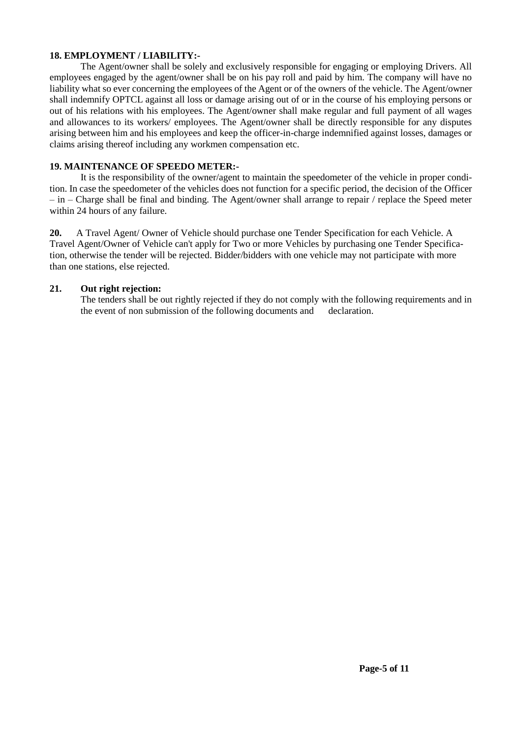**18. EMPLOYMENT / LIABILITY:-**

The Agent/owner shall be solely and exclusively responsible for engaging or employing Drivers. All employees engaged by the agent/owner shall be on his pay roll and paid by him. The company will have no liability what so ever concerning the employees of the Agent or of the owners of the vehicle. The Agent/owner shall indemnify OPTCL against all loss or damage arising out of or in the course of his employing persons or out of his relations with his employees. The Agent/owner shall make regular and full payment of all wages and allowances to its workers/ employees. The Agent/owner shall be directly responsible for any disputes arising between him and his employees and keep the officer-in-charge indemnified against losses, damages or claims arising thereof including any workmen compensation etc.

**19. MAINTENANCE OF SPEEDO METER:-**

It is the responsibility of the owner/agent to maintain the speedometer of the vehicle in proper condition. In case the speedometer of the vehicles does not function for a specific period, the decision of the Officer – in – Charge shall be final and binding. The Agent/owner shall arrange to repair / replace the Speed meter within 24 hours of any failure.

**20.** A Travel Agent/ Owner of Vehicle should purchase one Tender Specification for each Vehicle. A Travel Agent/Owner of Vehicle can't apply for Two or more Vehicles by purchasing one Tender Specification, otherwise the tender will be rejected. Bidder/bidders with one vehicle may not participate with more than one stations, else rejected.

**21. Out right rejection:**

The tenders shall be out rightly rejected if they do not comply with the following requirements and in the event of non submission of the following documents and declaration.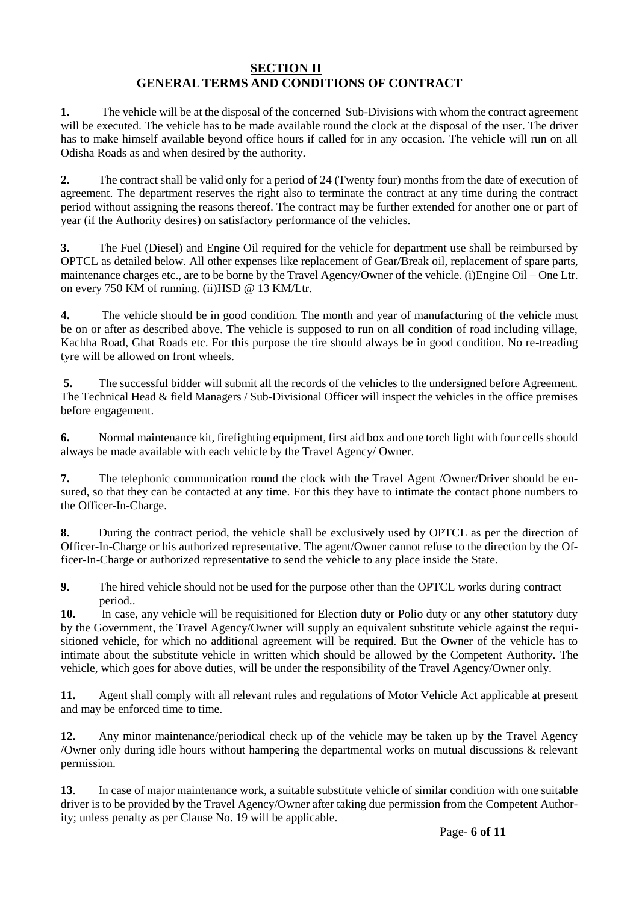## SECTION II
## GENERAL TERMS AND CONDITIONS OF CONTRACT

**1.** The vehicle will be at the disposal of the concerned Sub-Divisions with whom the contract agreement will be executed. The vehicle has to be made available round the clock at the disposal of the user. The driver has to make himself available beyond office hours if called for in any occasion. The vehicle will run on all Odisha Roads as and when desired by the authority.

**2.** The contract shall be valid only for a period of 24 (Twenty four) months from the date of execution of agreement. The department reserves the right also to terminate the contract at any time during the contract period without assigning the reasons thereof. The contract may be further extended for another one or part of year (if the Authority desires) on satisfactory performance of the vehicles.

**3.** The Fuel (Diesel) and Engine Oil required for the vehicle for department use shall be reimbursed by OPTCL as detailed below. All other expenses like replacement of Gear/Break oil, replacement of spare parts, maintenance charges etc., are to be borne by the Travel Agency/Owner of the vehicle. (i)Engine Oil – One Ltr. on every 750 KM of running. (ii)HSD @ 13 KM/Ltr.

**4.** The vehicle should be in good condition. The month and year of manufacturing of the vehicle must be on or after as described above. The vehicle is supposed to run on all condition of road including village, Kachha Road, Ghat Roads etc. For this purpose the tire should always be in good condition. No re-treading tyre will be allowed on front wheels.

**5.** The successful bidder will submit all the records of the vehicles to the undersigned before Agreement. The Technical Head & field Managers / Sub-Divisional Officer will inspect the vehicles in the office premises before engagement.

**6.** Normal maintenance kit, firefighting equipment, first aid box and one torch light with four cells should always be made available with each vehicle by the Travel Agency/ Owner.

**7.** The telephonic communication round the clock with the Travel Agent /Owner/Driver should be ensured, so that they can be contacted at any time. For this they have to intimate the contact phone numbers to the Officer-In-Charge.

**8.** During the contract period, the vehicle shall be exclusively used by OPTCL as per the direction of Officer-In-Charge or his authorized representative. The agent/Owner cannot refuse to the direction by the Officer-In-Charge or authorized representative to send the vehicle to any place inside the State.

**9.** The hired vehicle should not be used for the purpose other than the OPTCL works during contract period..

**10.** In case, any vehicle will be requisitioned for Election duty or Polio duty or any other statutory duty by the Government, the Travel Agency/Owner will supply an equivalent substitute vehicle against the requisitioned vehicle, for which no additional agreement will be required. But the Owner of the vehicle has to intimate about the substitute vehicle in written which should be allowed by the Competent Authority. The vehicle, which goes for above duties, will be under the responsibility of the Travel Agency/Owner only.

**11.** Agent shall comply with all relevant rules and regulations of Motor Vehicle Act applicable at present and may be enforced time to time.

**12.** Any minor maintenance/periodical check up of the vehicle may be taken up by the Travel Agency /Owner only during idle hours without hampering the departmental works on mutual discussions & relevant permission.

**13**. In case of major maintenance work, a suitable substitute vehicle of similar condition with one suitable driver is to be provided by the Travel Agency/Owner after taking due permission from the Competent Authority; unless penalty as per Clause No. 19 will be applicable.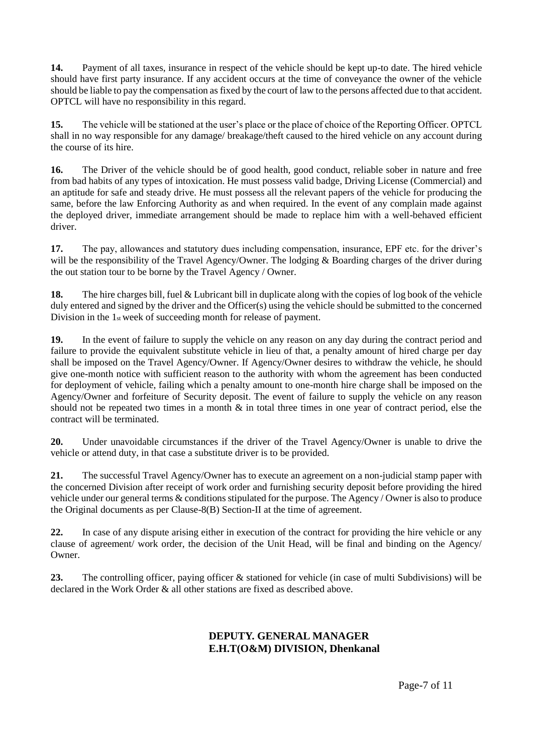**14.** Payment of all taxes, insurance in respect of the vehicle should be kept up-to date. The hired vehicle should have first party insurance. If any accident occurs at the time of conveyance the owner of the vehicle should be liable to pay the compensation as fixed by the court of law to the persons affected due to that accident. OPTCL will have no responsibility in this regard.

**15.** The vehicle will be stationed at the user's place or the place of choice of the Reporting Officer. OPTCL shall in no way responsible for any damage/ breakage/theft caused to the hired vehicle on any account during the course of its hire.

**16.** The Driver of the vehicle should be of good health, good conduct, reliable sober in nature and free from bad habits of any types of intoxication. He must possess valid badge, Driving License (Commercial) and an aptitude for safe and steady drive. He must possess all the relevant papers of the vehicle for producing the same, before the law Enforcing Authority as and when required. In the event of any complain made against the deployed driver, immediate arrangement should be made to replace him with a well-behaved efficient driver.

**17.** The pay, allowances and statutory dues including compensation, insurance, EPF etc. for the driver's will be the responsibility of the Travel Agency/Owner. The lodging & Boarding charges of the driver during the out station tour to be borne by the Travel Agency / Owner.

**18.** The hire charges bill, fuel & Lubricant bill in duplicate along with the copies of log book of the vehicle duly entered and signed by the driver and the Officer(s) using the vehicle should be submitted to the concerned Division in the 1st week of succeeding month for release of payment.

**19.** In the event of failure to supply the vehicle on any reason on any day during the contract period and failure to provide the equivalent substitute vehicle in lieu of that, a penalty amount of hired charge per day shall be imposed on the Travel Agency/Owner. If Agency/Owner desires to withdraw the vehicle, he should give one-month notice with sufficient reason to the authority with whom the agreement has been conducted for deployment of vehicle, failing which a penalty amount to one-month hire charge shall be imposed on the Agency/Owner and forfeiture of Security deposit. The event of failure to supply the vehicle on any reason should not be repeated two times in a month & in total three times in one year of contract period, else the contract will be terminated.

**20.** Under unavoidable circumstances if the driver of the Travel Agency/Owner is unable to drive the vehicle or attend duty, in that case a substitute driver is to be provided.

**21.** The successful Travel Agency/Owner has to execute an agreement on a non-judicial stamp paper with the concerned Division after receipt of work order and furnishing security deposit before providing the hired vehicle under our general terms & conditions stipulated for the purpose. The Agency / Owner is also to produce the Original documents as per Clause-8(B) Section-II at the time of agreement.

**22.** In case of any dispute arising either in execution of the contract for providing the hire vehicle or any clause of agreement/ work order, the decision of the Unit Head, will be final and binding on the Agency/ Owner.

**23.** The controlling officer, paying officer & stationed for vehicle (in case of multi Subdivisions) will be declared in the Work Order & all other stations are fixed as described above.

**DEPUTY. GENERAL MANAGER**
**E.H.T(O&M) DIVISION, Dhenkanal**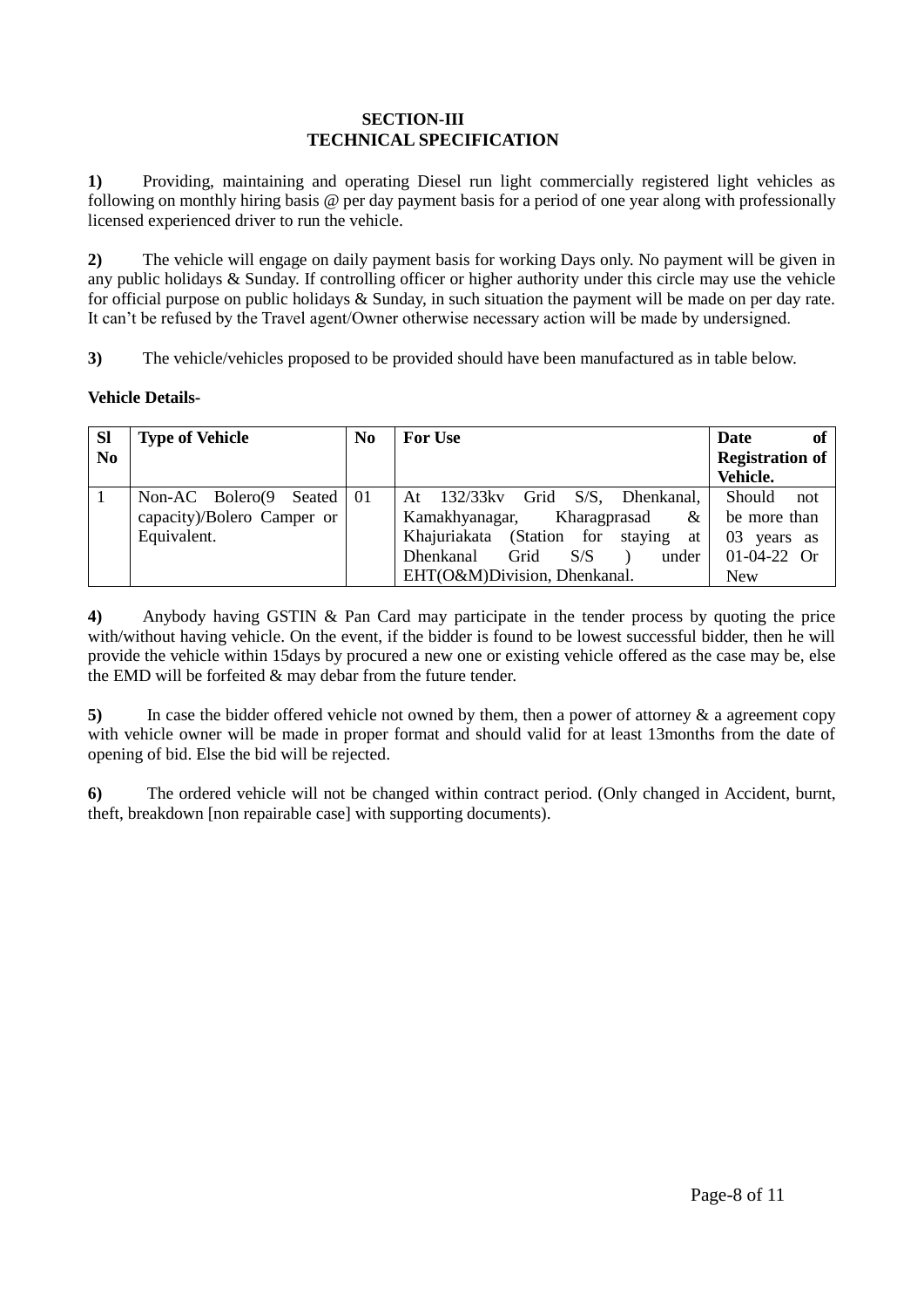## SECTION-III
## TECHNICAL SPECIFICATION

**1)** Providing, maintaining and operating Diesel run light commercially registered light vehicles as following on monthly hiring basis @ per day payment basis for a period of one year along with professionally licensed experienced driver to run the vehicle.

**2)** The vehicle will engage on daily payment basis for working Days only. No payment will be given in any public holidays & Sunday. If controlling officer or higher authority under this circle may use the vehicle for official purpose on public holidays & Sunday, in such situation the payment will be made on per day rate. It can't be refused by the Travel agent/Owner otherwise necessary action will be made by undersigned.

**3)** The vehicle/vehicles proposed to be provided should have been manufactured as in table below.

**Vehicle Details-**

| Sl No | Type of Vehicle | No | For Use | Date of Registration of Vehicle. |
|---|---|---|---|---|
| 1 | Non-AC Bolero(9 Seated capacity)/Bolero Camper or Equivalent. | 01 | At 132/33kv Grid S/S, Dhenkanal, Kamakhyanagar, Kharagprasad & Khajuriakata (Station for staying at Dhenkanal Grid S/S ) under EHT(O&M)Division, Dhenkanal. | Should not be more than 03 years as 01-04-22 Or New |

**4)** Anybody having GSTIN & Pan Card may participate in the tender process by quoting the price with/without having vehicle. On the event, if the bidder is found to be lowest successful bidder, then he will provide the vehicle within 15days by procured a new one or existing vehicle offered as the case may be, else the EMD will be forfeited & may debar from the future tender.

**5)** In case the bidder offered vehicle not owned by them, then a power of attorney & a agreement copy with vehicle owner will be made in proper format and should valid for at least 13months from the date of opening of bid. Else the bid will be rejected.

**6)** The ordered vehicle will not be changed within contract period. (Only changed in Accident, burnt, theft, breakdown [non repairable case] with supporting documents).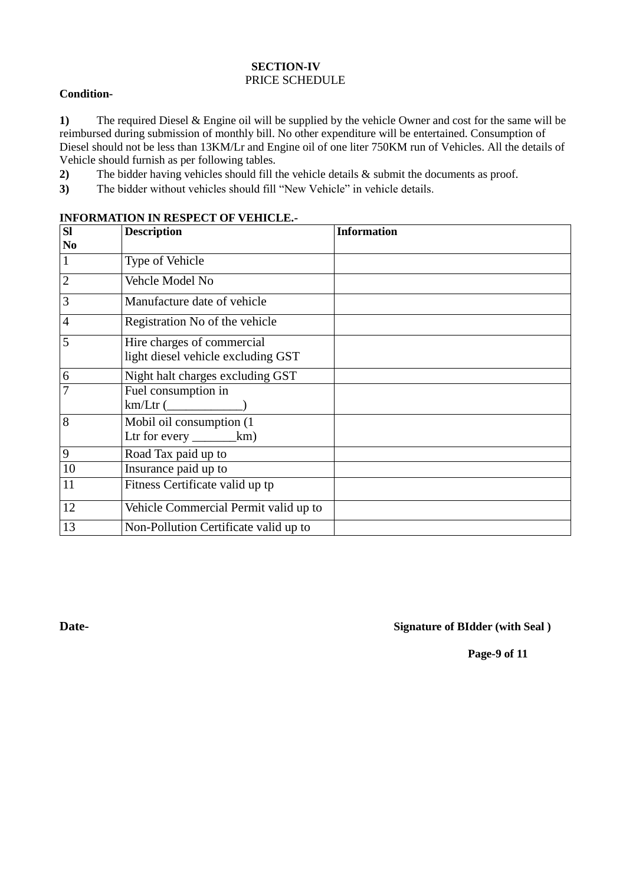## SECTION-IV

PRICE SCHEDULE

**Condition-**

**1)** The required Diesel & Engine oil will be supplied by the vehicle Owner and cost for the same will be reimbursed during submission of monthly bill. No other expenditure will be entertained. Consumption of Diesel should not be less than 13KM/Lr and Engine oil of one liter 750KM run of Vehicles. All the details of Vehicle should furnish as per following tables.

**2)** The bidder having vehicles should fill the vehicle details & submit the documents as proof.

**3)** The bidder without vehicles should fill "New Vehicle" in vehicle details.

**INFORMATION IN RESPECT OF VEHICLE.-**

| Sl No | Description | Information |
|---|---|---|
| 1 | Type of Vehicle | |
| 2 | Vehcle Model No | |
| 3 | Manufacture date of vehicle | |
| 4 | Registration No of the vehicle | |
| 5 | Hire charges of commercial light diesel vehicle excluding GST | |
| 6 | Night halt charges excluding GST | |
| 7 | Fuel consumption in km/Ltr (____________) | |
| 8 | Mobil oil consumption (1 Ltr for every _______km) | |
| 9 | Road Tax paid up to | |
| 10 | Insurance paid up to | |
| 11 | Fitness Certificate valid up tp | |
| 12 | Vehicle Commercial Permit valid up to | |
| 13 | Non-Pollution Certificate valid up to | |

**Date-** **Signature of BIdder (with Seal )**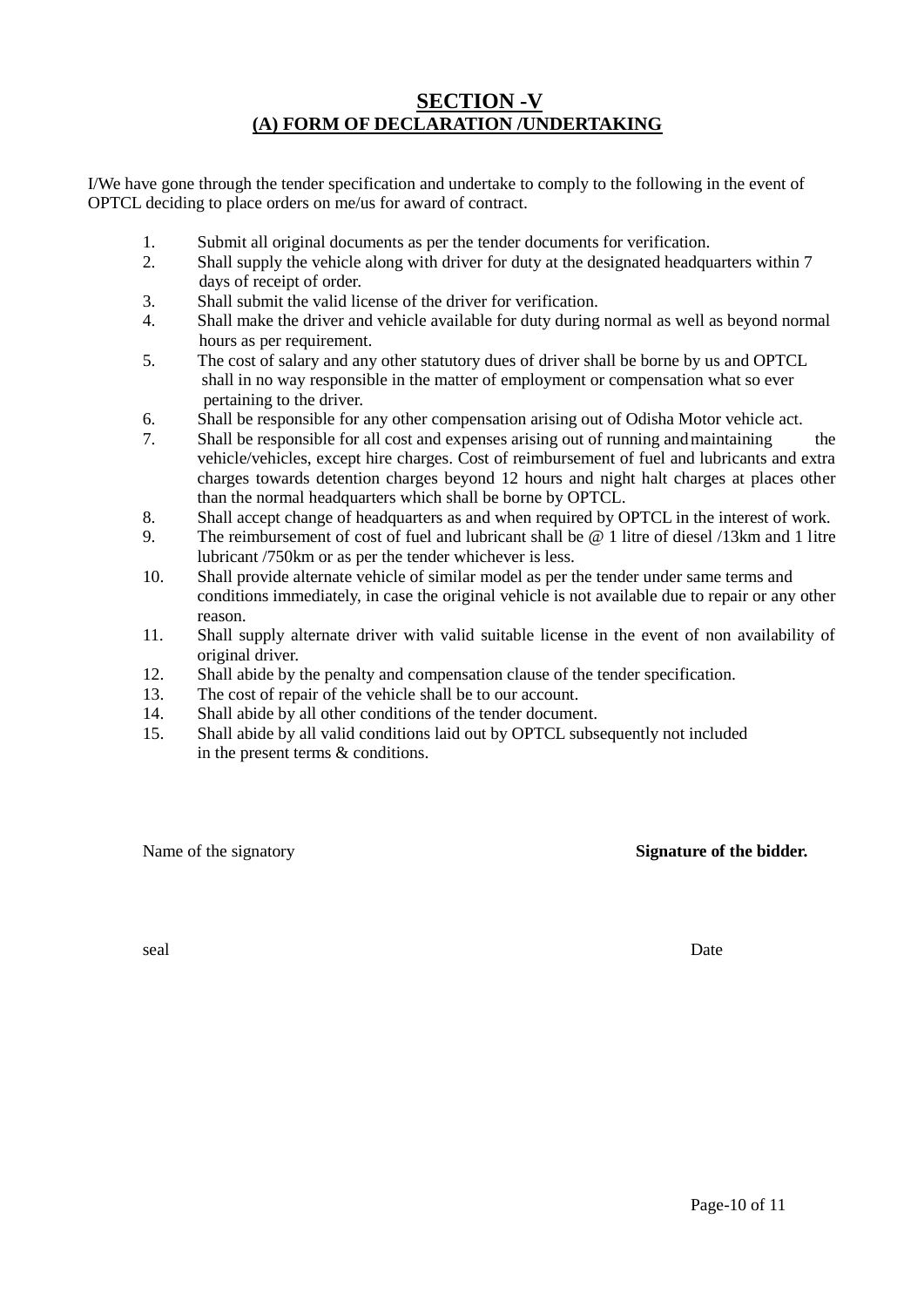## SECTION -V

### (A) FORM OF DECLARATION /UNDERTAKING

I/We have gone through the tender specification and undertake to comply to the following in the event of OPTCL deciding to place orders on me/us for award of contract.

1. Submit all original documents as per the tender documents for verification.
2. Shall supply the vehicle along with driver for duty at the designated headquarters within 7 days of receipt of order.
3. Shall submit the valid license of the driver for verification.
4. Shall make the driver and vehicle available for duty during normal as well as beyond normal hours as per requirement.
5. The cost of salary and any other statutory dues of driver shall be borne by us and OPTCL shall in no way responsible in the matter of employment or compensation what so ever pertaining to the driver.
6. Shall be responsible for any other compensation arising out of Odisha Motor vehicle act.
7. Shall be responsible for all cost and expenses arising out of running and maintaining the vehicle/vehicles, except hire charges. Cost of reimbursement of fuel and lubricants and extra charges towards detention charges beyond 12 hours and night halt charges at places other than the normal headquarters which shall be borne by OPTCL.
8. Shall accept change of headquarters as and when required by OPTCL in the interest of work.
9. The reimbursement of cost of fuel and lubricant shall be @ 1 litre of diesel /13km and 1 litre lubricant /750km or as per the tender whichever is less.
10. Shall provide alternate vehicle of similar model as per the tender under same terms and conditions immediately, in case the original vehicle is not available due to repair or any other reason.
11. Shall supply alternate driver with valid suitable license in the event of non availability of original driver.
12. Shall abide by the penalty and compensation clause of the tender specification.
13. The cost of repair of the vehicle shall be to our account.
14. Shall abide by all other conditions of the tender document.
15. Shall abide by all valid conditions laid out by OPTCL subsequently not included in the present terms & conditions.

Name of the signatory **Signature of the bidder.**

seal Date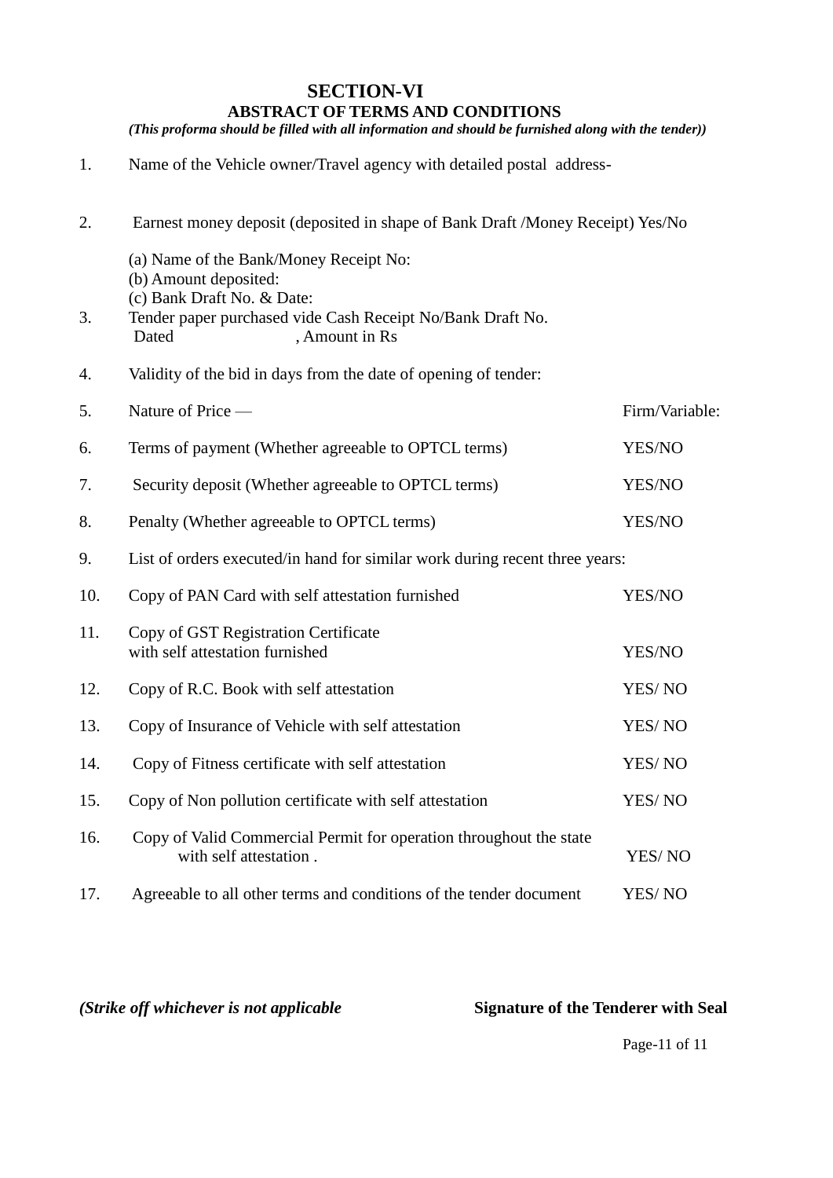# SECTION-VI

## ABSTRACT OF TERMS AND CONDITIONS

***(This proforma should be filled with all information and should be furnished along with the tender))***

1. Name of the Vehicle owner/Travel agency with detailed postal address-

2. Earnest money deposit (deposited in shape of Bank Draft /Money Receipt) Yes/No

   (a) Name of the Bank/Money Receipt No:
   (b) Amount deposited:
   (c) Bank Draft No. & Date:

3. Tender paper purchased vide Cash Receipt No/Bank Draft No.
   Dated , Amount in Rs

4. Validity of the bid in days from the date of opening of tender:

5. Nature of Price — Firm/Variable:

6. Terms of payment (Whether agreeable to OPTCL terms) YES/NO

7. Security deposit (Whether agreeable to OPTCL terms) YES/NO

8. Penalty (Whether agreeable to OPTCL terms) YES/NO

9. List of orders executed/in hand for similar work during recent three years:

10. Copy of PAN Card with self attestation furnished YES/NO

11. Copy of GST Registration Certificate
    with self attestation furnished YES/NO

12. Copy of R.C. Book with self attestation YES/ NO

13. Copy of Insurance of Vehicle with self attestation YES/ NO

14. Copy of Fitness certificate with self attestation YES/ NO

15. Copy of Non pollution certificate with self attestation YES/ NO

16. Copy of Valid Commercial Permit for operation throughout the state
    with self attestation . YES/ NO

17. Agreeable to all other terms and conditions of the tender document YES/ NO

***(Strike off whichever is not applicable*** **Signature of the Tenderer with Seal**